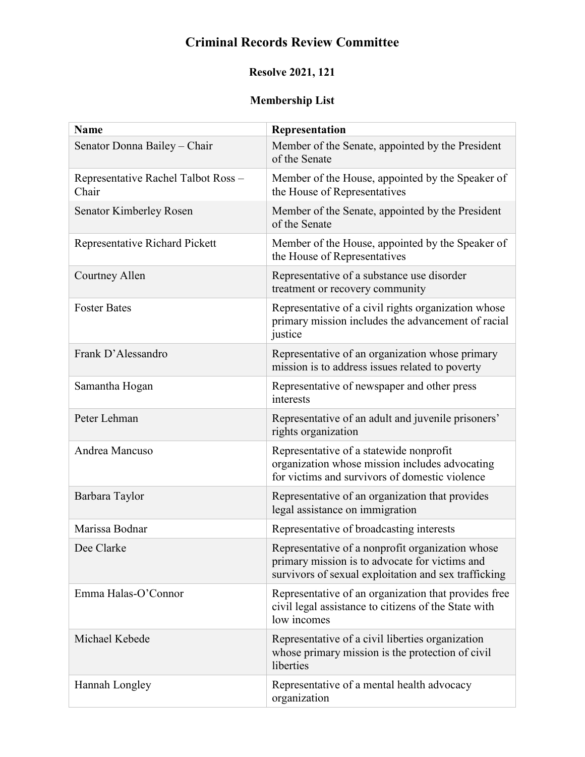# Criminal Records Review Committee

## Resolve 2021, 121

### Membership List

| Name | Representation |
| --- | --- |
| Senator Donna Bailey – Chair | Member of the Senate, appointed by the President of the Senate |
| Representative Rachel Talbot Ross – Chair | Member of the House, appointed by the Speaker of the House of Representatives |
| Senator Kimberley Rosen | Member of the Senate, appointed by the President of the Senate |
| Representative Richard Pickett | Member of the House, appointed by the Speaker of the House of Representatives |
| Courtney Allen | Representative of a substance use disorder treatment or recovery community |
| Foster Bates | Representative of a civil rights organization whose primary mission includes the advancement of racial justice |
| Frank D'Alessandro | Representative of an organization whose primary mission is to address issues related to poverty |
| Samantha Hogan | Representative of newspaper and other press interests |
| Peter Lehman | Representative of an adult and juvenile prisoners' rights organization |
| Andrea Mancuso | Representative of a statewide nonprofit organization whose mission includes advocating for victims and survivors of domestic violence |
| Barbara Taylor | Representative of an organization that provides legal assistance on immigration |
| Marissa Bodnar | Representative of broadcasting interests |
| Dee Clarke | Representative of a nonprofit organization whose primary mission is to advocate for victims and survivors of sexual exploitation and sex trafficking |
| Emma Halas-O'Connor | Representative of an organization that provides free civil legal assistance to citizens of the State with low incomes |
| Michael Kebede | Representative of a civil liberties organization whose primary mission is the protection of civil liberties |
| Hannah Longley | Representative of a mental health advocacy organization |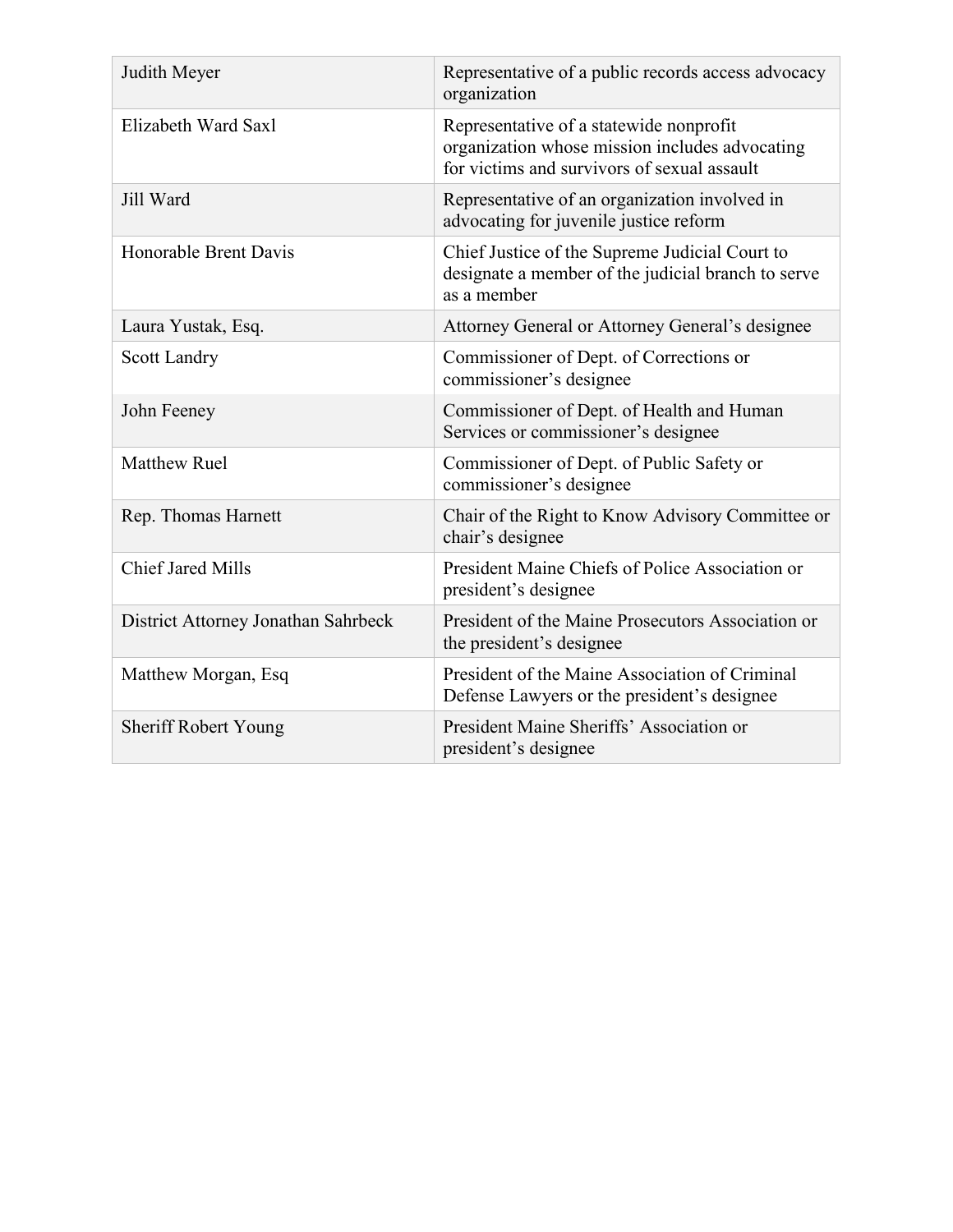| | |
|---|---|
| Judith Meyer | Representative of a public records access advocacy organization |
| Elizabeth Ward Saxl | Representative of a statewide nonprofit organization whose mission includes advocating for victims and survivors of sexual assault |
| Jill Ward | Representative of an organization involved in advocating for juvenile justice reform |
| Honorable Brent Davis | Chief Justice of the Supreme Judicial Court to designate a member of the judicial branch to serve as a member |
| Laura Yustak, Esq. | Attorney General or Attorney General's designee |
| Scott Landry | Commissioner of Dept. of Corrections or commissioner's designee |
| John Feeney | Commissioner of Dept. of Health and Human Services or commissioner's designee |
| Matthew Ruel | Commissioner of Dept. of Public Safety or commissioner's designee |
| Rep. Thomas Harnett | Chair of the Right to Know Advisory Committee or chair's designee |
| Chief Jared Mills | President Maine Chiefs of Police Association or president's designee |
| District Attorney Jonathan Sahrbeck | President of the Maine Prosecutors Association or the president's designee |
| Matthew Morgan, Esq | President of the Maine Association of Criminal Defense Lawyers or the president's designee |
| Sheriff Robert Young | President Maine Sheriffs' Association or president's designee |